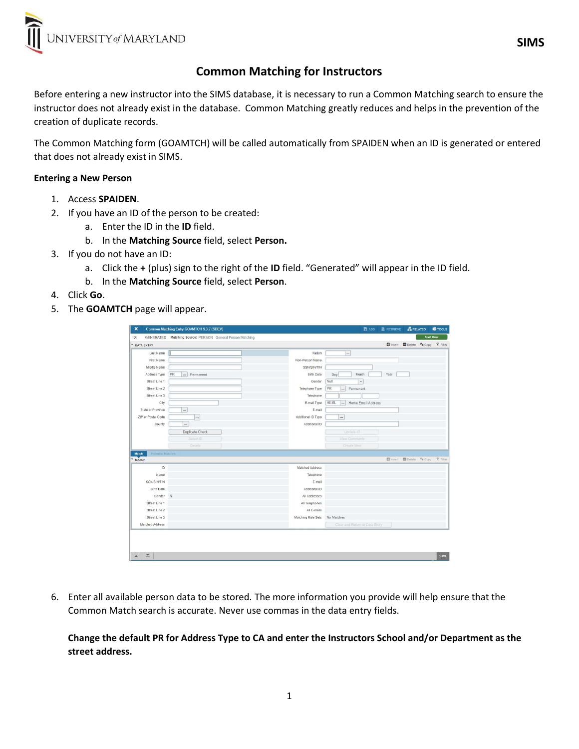# Common Matching for Instructors

Before entering a new instructor into the SIMS database, it is necessary to run a Common Matching search to ensure the instructor does not already exist in the database. Common Matching greatly reduces and helps in the prevention of the creation of duplicate records.

The Common Matching form (GOAMTCH) will be called automatically from SPAIDEN when an ID is generated or entered that does not already exist in SIMS.

**Entering a New Person**

1. Access **SPAIDEN**.
2. If you have an ID of the person to be created:
   a. Enter the ID in the **ID** field.
   b. In the **Matching Source** field, select **Person.**
3. If you do not have an ID:
   a. Click the **+** (plus) sign to the right of the **ID** field. "Generated" will appear in the ID field.
   b. In the **Matching Source** field, select **Person**.
4. Click **Go**.
5. The **GOAMTCH** page will appear.

6. Enter all available person data to be stored. The more information you provide will help ensure that the Common Match search is accurate. Never use commas in the data entry fields.

   **Change the default PR for Address Type to CA and enter the Instructors School and/or Department as the street address.**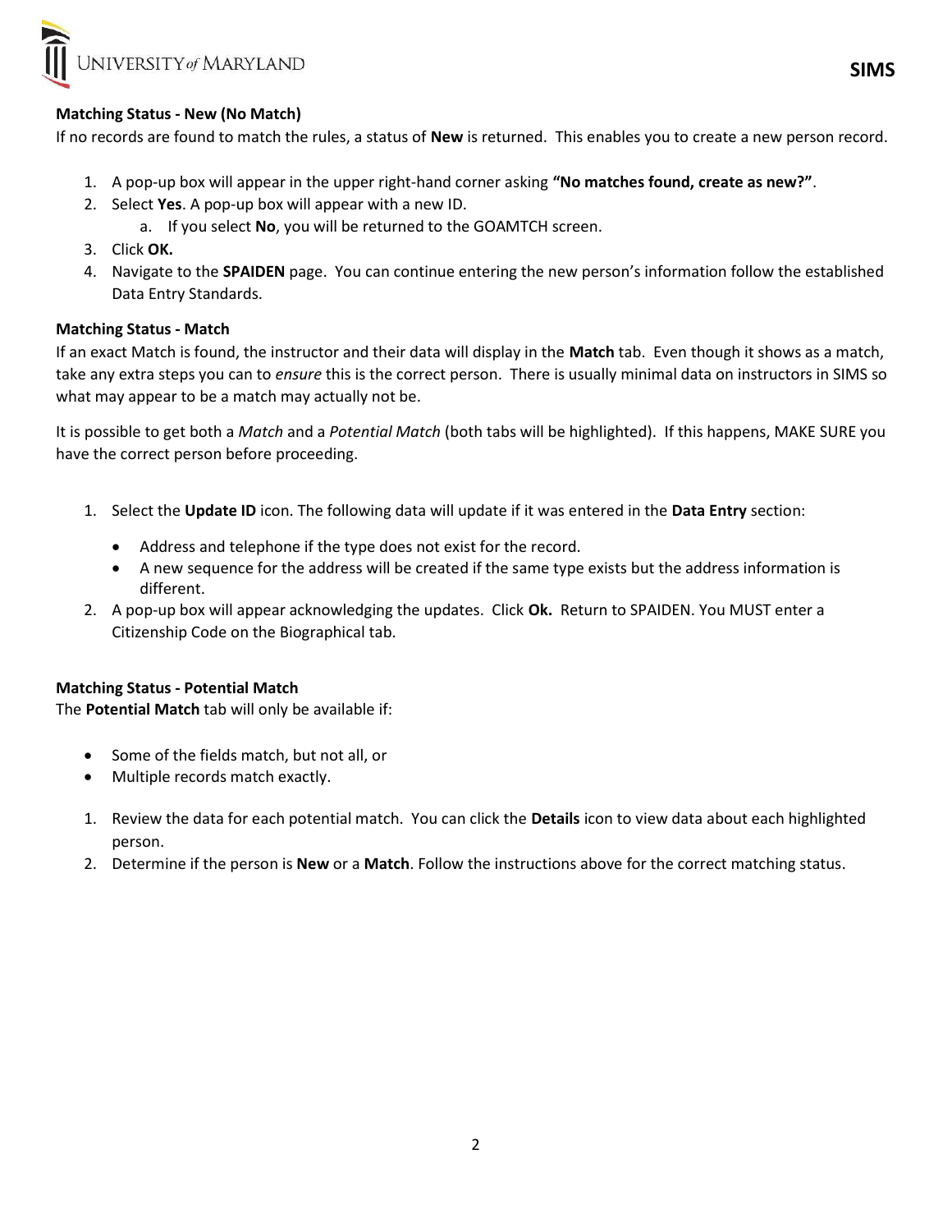**Matching Status - New (No Match)**

If no records are found to match the rules, a status of **New** is returned. This enables you to create a new person record.

1. A pop-up box will appear in the upper right-hand corner asking **"No matches found, create as new?"**.
2. Select **Yes**. A pop-up box will appear with a new ID.
   a. If you select **No**, you will be returned to the GOAMTCH screen.
3. Click **OK.**
4. Navigate to the **SPAIDEN** page. You can continue entering the new person's information follow the established Data Entry Standards.

**Matching Status - Match**

If an exact Match is found, the instructor and their data will display in the **Match** tab. Even though it shows as a match, take any extra steps you can to *ensure* this is the correct person. There is usually minimal data on instructors in SIMS so what may appear to be a match may actually not be.

It is possible to get both a *Match* and a *Potential Match* (both tabs will be highlighted). If this happens, MAKE SURE you have the correct person before proceeding.

1. Select the **Update ID** icon. The following data will update if it was entered in the **Data Entry** section:
   - Address and telephone if the type does not exist for the record.
   - A new sequence for the address will be created if the same type exists but the address information is different.
2. A pop-up box will appear acknowledging the updates. Click **Ok.** Return to SPAIDEN. You MUST enter a Citizenship Code on the Biographical tab.

**Matching Status - Potential Match**

The **Potential Match** tab will only be available if:

- Some of the fields match, but not all, or
- Multiple records match exactly.

1. Review the data for each potential match. You can click the **Details** icon to view data about each highlighted person.
2. Determine if the person is **New** or a **Match**. Follow the instructions above for the correct matching status.